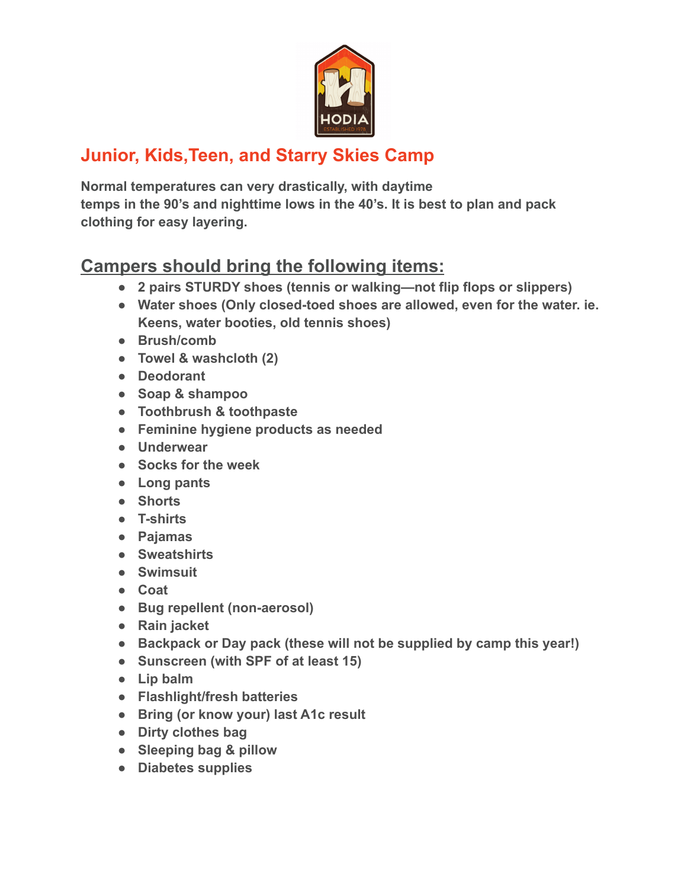## Junior, Kids,Teen, and Starry Skies Camp

**Normal temperatures can very drastically, with daytime temps in the 90's and nighttime lows in the 40's. It is best to plan and pack clothing for easy layering.**

## Campers should bring the following items:

- 2 pairs STURDY shoes (tennis or walking—not flip flops or slippers)
- Water shoes (Only closed-toed shoes are allowed, even for the water. ie. Keens, water booties, old tennis shoes)
- Brush/comb
- Towel & washcloth (2)
- Deodorant
- Soap & shampoo
- Toothbrush & toothpaste
- Feminine hygiene products as needed
- Underwear
- Socks for the week
- Long pants
- Shorts
- T-shirts
- Pajamas
- Sweatshirts
- Swimsuit
- Coat
- Bug repellent (non-aerosol)
- Rain jacket
- Backpack or Day pack (these will not be supplied by camp this year!)
- Sunscreen (with SPF of at least 15)
- Lip balm
- Flashlight/fresh batteries
- Bring (or know your) last A1c result
- Dirty clothes bag
- Sleeping bag & pillow
- Diabetes supplies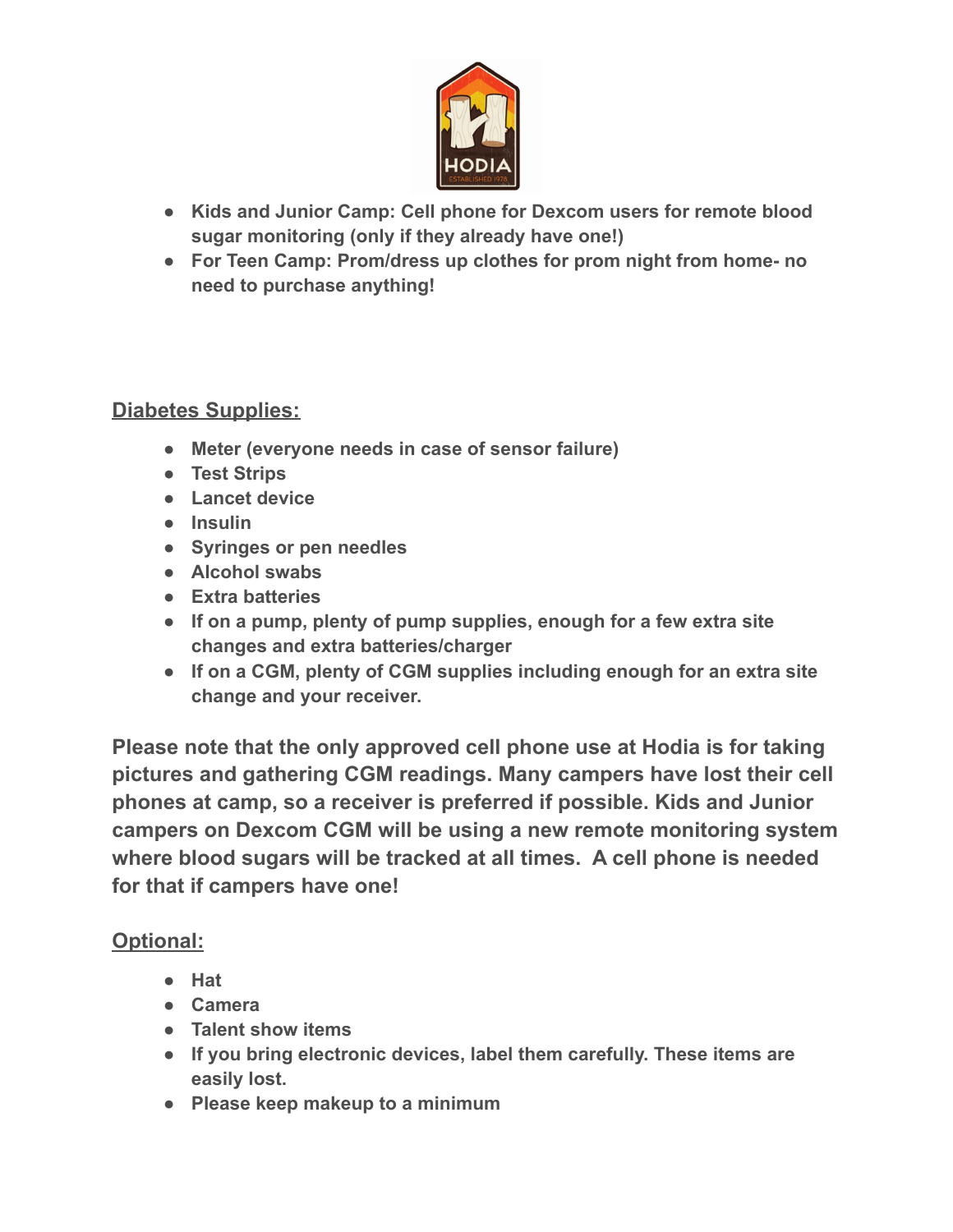- **Kids and Junior Camp: Cell phone for Dexcom users for remote blood sugar monitoring (only if they already have one!)**
- **For Teen Camp: Prom/dress up clothes for prom night from home- no need to purchase anything!**

## Diabetes Supplies:

- **Meter (everyone needs in case of sensor failure)**
- **Test Strips**
- **Lancet device**
- **Insulin**
- **Syringes or pen needles**
- **Alcohol swabs**
- **Extra batteries**
- **If on a pump, plenty of pump supplies, enough for a few extra site changes and extra batteries/charger**
- **If on a CGM, plenty of CGM supplies including enough for an extra site change and your receiver.**

**Please note that the only approved cell phone use at Hodia is for taking pictures and gathering CGM readings. Many campers have lost their cell phones at camp, so a receiver is preferred if possible. Kids and Junior campers on Dexcom CGM will be using a new remote monitoring system where blood sugars will be tracked at all times. A cell phone is needed for that if campers have one!**

## Optional:

- **Hat**
- **Camera**
- **Talent show items**
- **If you bring electronic devices, label them carefully. These items are easily lost.**
- **Please keep makeup to a minimum**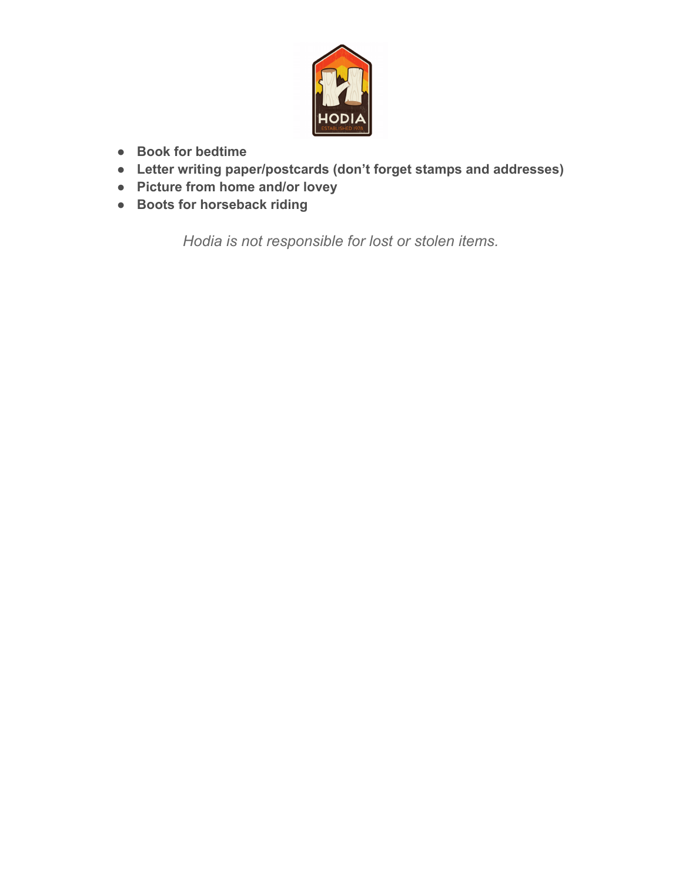- **Book for bedtime**
- **Letter writing paper/postcards (don't forget stamps and addresses)**
- **Picture from home and/or lovey**
- **Boots for horseback riding**

*Hodia is not responsible for lost or stolen items.*